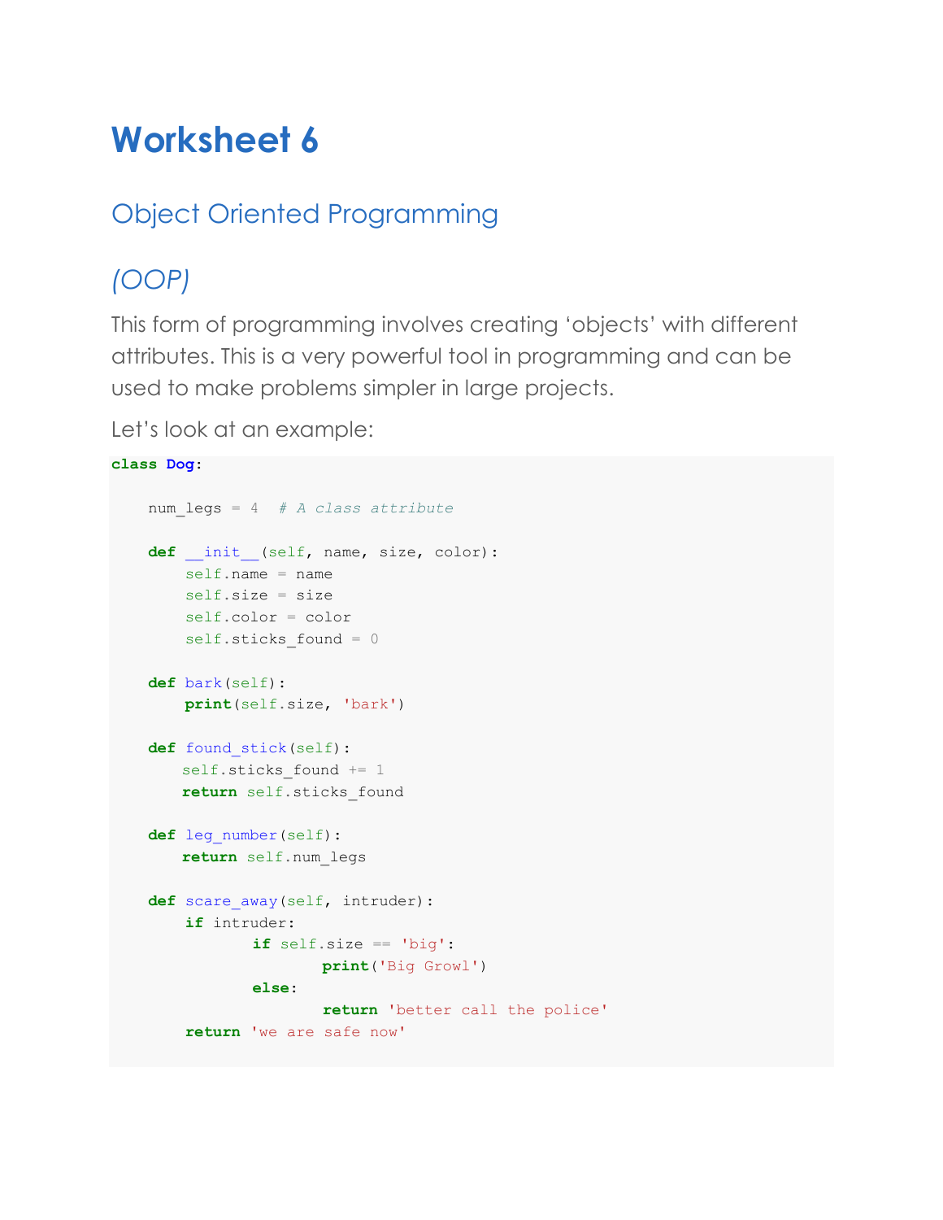# Worksheet 6

## Object Oriented Programming

### *(OOP)*

This form of programming involves creating 'objects' with different attributes. This is a very powerful tool in programming and can be used to make problems simpler in large projects.

Let's look at an example:

```
class Dog:

    num_legs = 4  # A class attribute

    def __init__(self, name, size, color):
        self.name = name
        self.size = size
        self.color = color
        self.sticks_found = 0

    def bark(self):
        print(self.size, 'bark')

    def found_stick(self):
       self.sticks_found += 1
       return self.sticks_found

    def leg_number(self):
       return self.num_legs

    def scare_away(self, intruder):
        if intruder:
              if self.size == 'big':
                      print('Big Growl')
              else:
                      return 'better call the police'
        return 'we are safe now'
```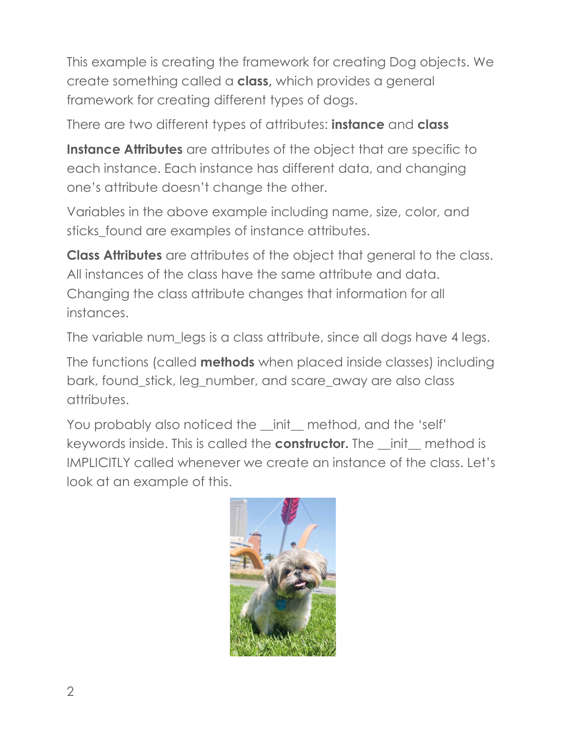This example is creating the framework for creating Dog objects. We create something called a **class,** which provides a general framework for creating different types of dogs.

There are two different types of attributes: **instance** and **class**

**Instance Attributes** are attributes of the object that are specific to each instance. Each instance has different data, and changing one's attribute doesn't change the other.

Variables in the above example including name, size, color, and sticks_found are examples of instance attributes.

**Class Attributes** are attributes of the object that general to the class. All instances of the class have the same attribute and data. Changing the class attribute changes that information for all instances.

The variable num_legs is a class attribute, since all dogs have 4 legs.

The functions (called **methods** when placed inside classes) including bark, found_stick, leg_number, and scare_away are also class attributes.

You probably also noticed the __init__ method, and the 'self' keywords inside. This is called the **constructor.** The __init__ method is IMPLICITLY called whenever we create an instance of the class. Let's look at an example of this.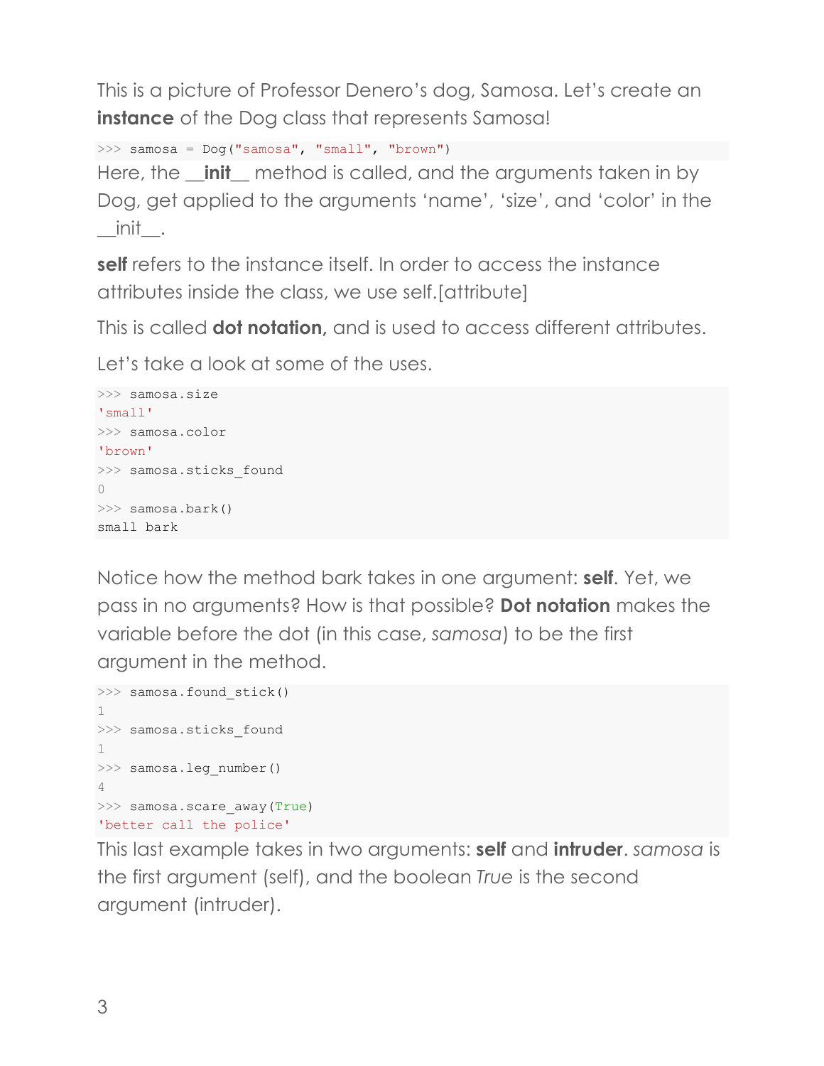This is a picture of Professor Denero's dog, Samosa. Let's create an **instance** of the Dog class that represents Samosa!

```
>>> samosa = Dog("samosa", "small", "brown")
```

Here, the **__init__** method is called, and the arguments taken in by Dog, get applied to the arguments 'name', 'size', and 'color' in the __init__.

**self** refers to the instance itself. In order to access the instance attributes inside the class, we use self.[attribute]

This is called **dot notation**, and is used to access different attributes.

Let's take a look at some of the uses.

```
>>> samosa.size
'small'
>>> samosa.color
'brown'
>>> samosa.sticks_found
0
>>> samosa.bark()
small bark
```

Notice how the method bark takes in one argument: **self**. Yet, we pass in no arguments? How is that possible? **Dot notation** makes the variable before the dot (in this case, *samosa*) to be the first argument in the method.

```
>>> samosa.found_stick()
1
>>> samosa.sticks_found
1
>>> samosa.leg_number()
4
>>> samosa.scare_away(True)
'better call the police'
```

This last example takes in two arguments: **self** and **intruder**. *samosa* is the first argument (self), and the boolean *True* is the second argument (intruder).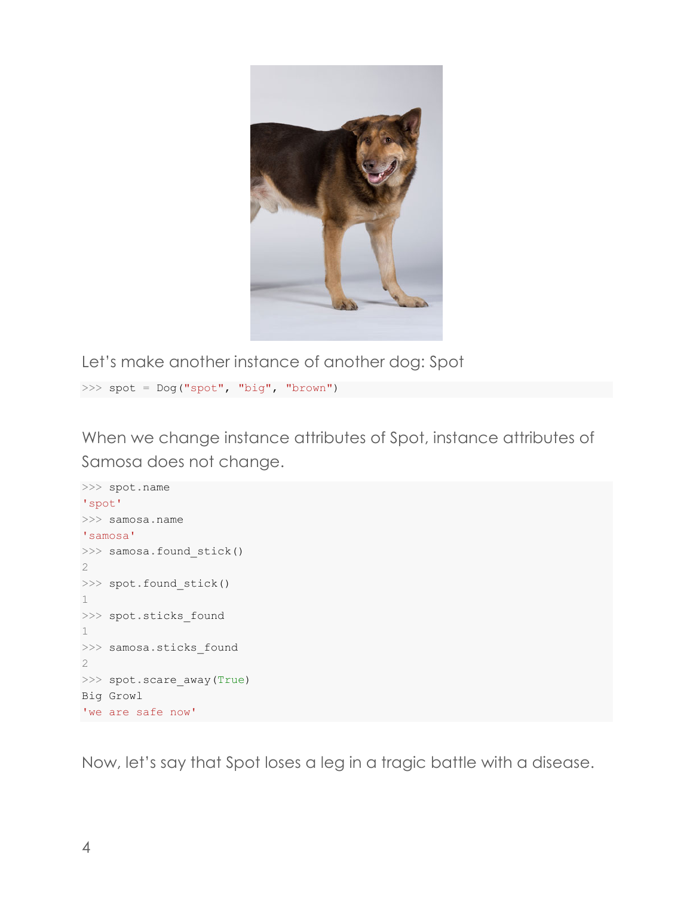Let's make another instance of another dog: Spot

```
>>> spot = Dog("spot", "big", "brown")
```

When we change instance attributes of Spot, instance attributes of Samosa does not change.

```
>>> spot.name
'spot'
>>> samosa.name
'samosa'
>>> samosa.found_stick()
2
>>> spot.found_stick()
1
>>> spot.sticks_found
1
>>> samosa.sticks_found
2
>>> spot.scare_away(True)
Big Growl
'we are safe now'
```

Now, let's say that Spot loses a leg in a tragic battle with a disease.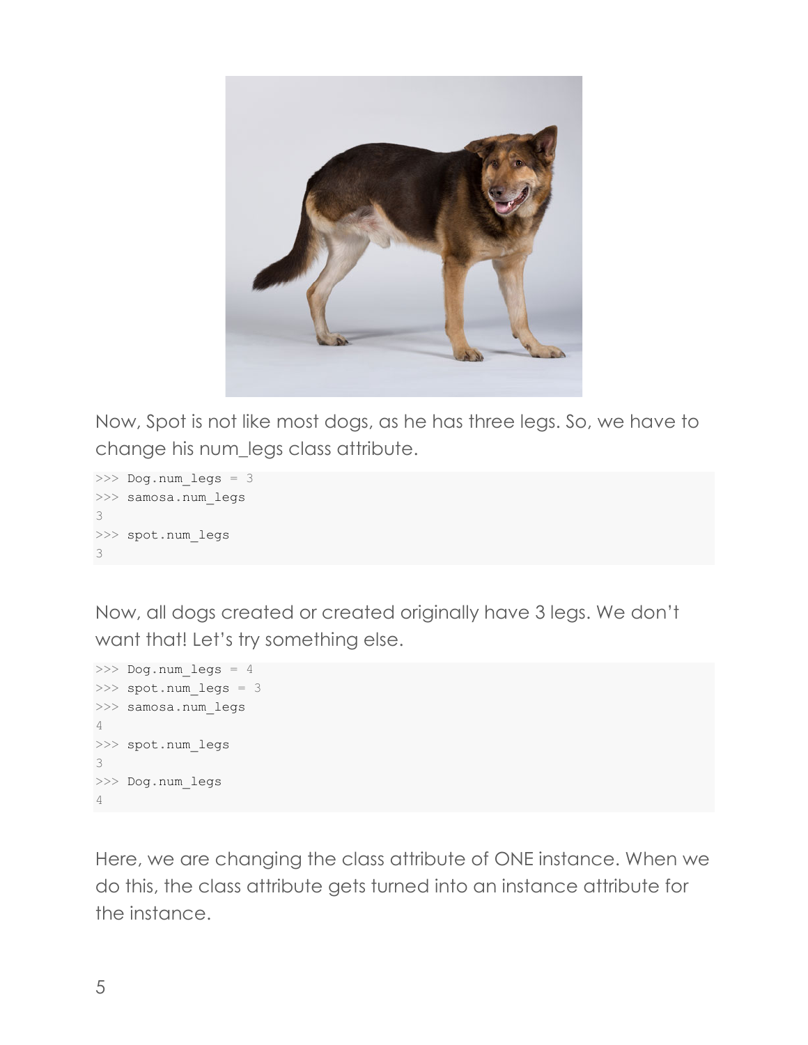Now, Spot is not like most dogs, as he has three legs. So, we have to change his num_legs class attribute.

```
>>> Dog.num_legs = 3
>>> samosa.num_legs
3
>>> spot.num_legs
3
```

Now, all dogs created or created originally have 3 legs. We don't want that! Let's try something else.

```
>>> Dog.num_legs = 4
>>> spot.num_legs = 3
>>> samosa.num_legs
4
>>> spot.num_legs
3
>>> Dog.num_legs
4
```

Here, we are changing the class attribute of ONE instance. When we do this, the class attribute gets turned into an instance attribute for the instance.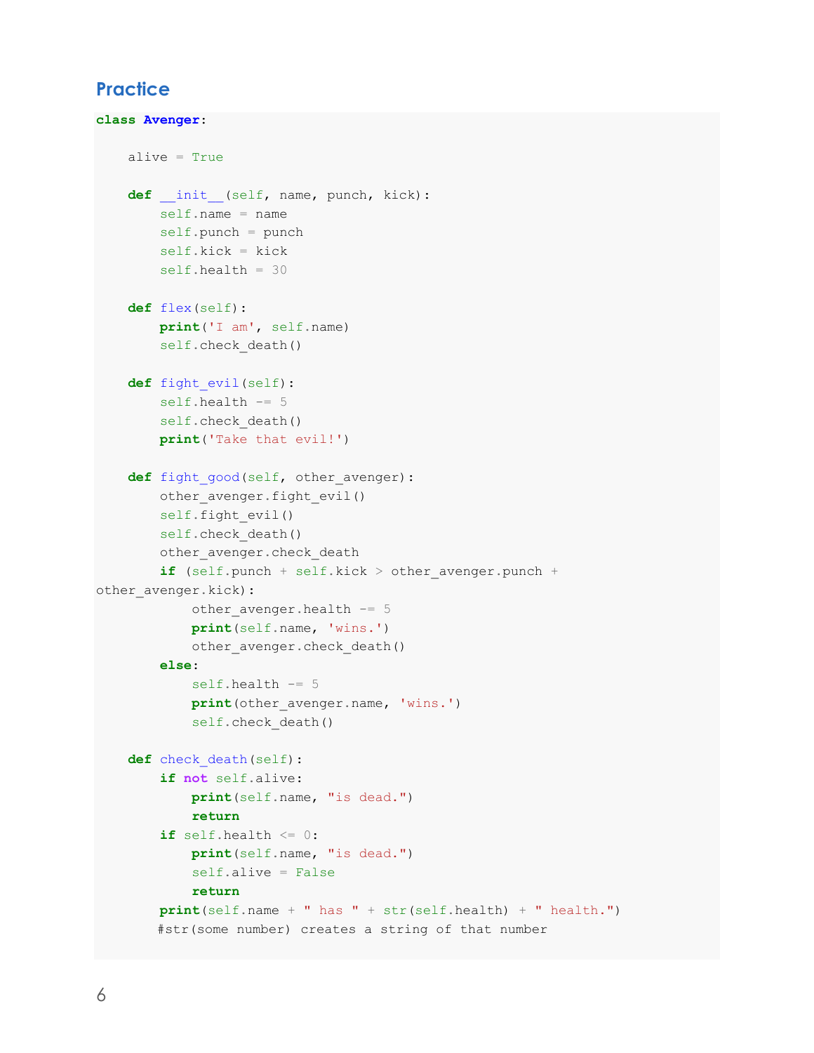## Practice

```
class Avenger:

    alive = True

    def __init__(self, name, punch, kick):
        self.name = name
        self.punch = punch
        self.kick = kick
        self.health = 30

    def flex(self):
        print('I am', self.name)
        self.check_death()

    def fight_evil(self):
        self.health -= 5
        self.check_death()
        print('Take that evil!')

    def fight_good(self, other_avenger):
        other_avenger.fight_evil()
        self.fight_evil()
        self.check_death()
        other_avenger.check_death
        if (self.punch + self.kick > other_avenger.punch +
other_avenger.kick):
            other_avenger.health -= 5
            print(self.name, 'wins.')
            other_avenger.check_death()
        else:
            self.health -= 5
            print(other_avenger.name, 'wins.')
            self.check_death()

    def check_death(self):
        if not self.alive:
            print(self.name, "is dead.")
            return
        if self.health <= 0:
            print(self.name, "is dead.")
            self.alive = False
            return
        print(self.name + " has " + str(self.health) + " health.")
        #str(some number) creates a string of that number
```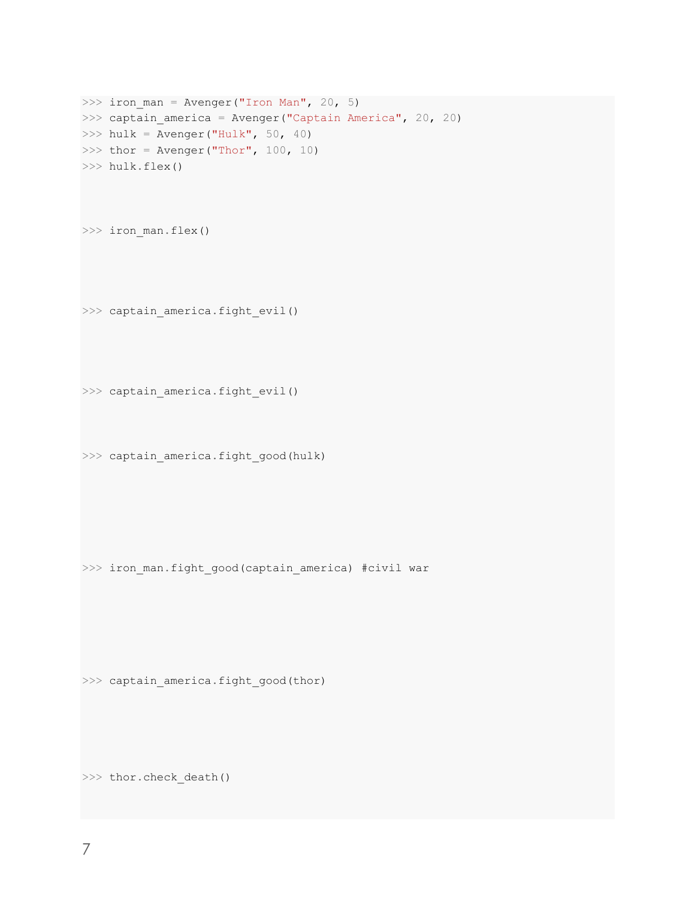```
>>> iron_man = Avenger("Iron Man", 20, 5)
>>> captain_america = Avenger("Captain America", 20, 20)
>>> hulk = Avenger("Hulk", 50, 40)
>>> thor = Avenger("Thor", 100, 10)
>>> hulk.flex()



>>> iron_man.flex()




>>> captain_america.fight_evil()




>>> captain_america.fight_evil()



>>> captain_america.fight_good(hulk)






>>> iron_man.fight_good(captain_america) #civil war






>>> captain_america.fight_good(thor)





>>> thor.check_death()
```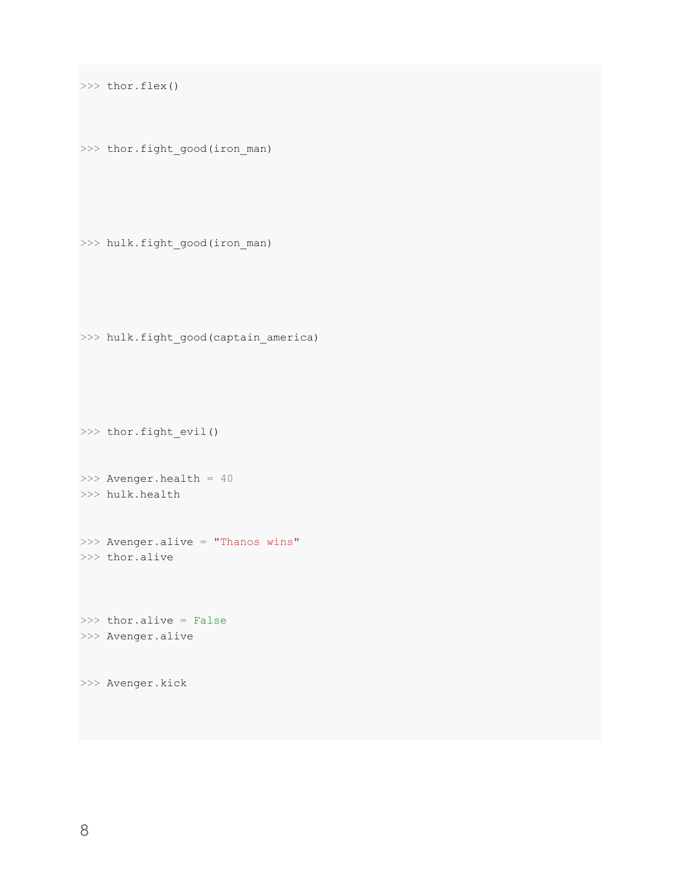```
>>> thor.flex()



>>> thor.fight_good(iron_man)





>>> hulk.fight_good(iron_man)





>>> hulk.fight_good(captain_america)





>>> thor.fight_evil()


>>> Avenger.health = 40
>>> hulk.health


>>> Avenger.alive = "Thanos wins"
>>> thor.alive



>>> thor.alive = False
>>> Avenger.alive


>>> Avenger.kick
```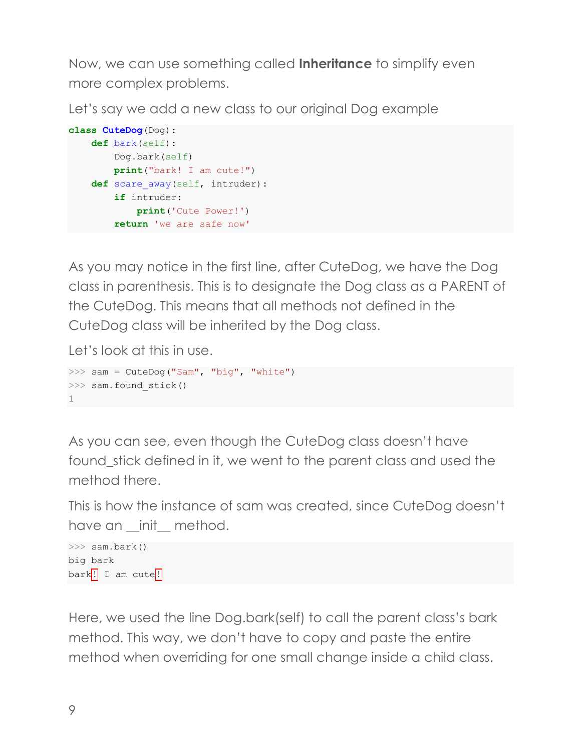Now, we can use something called **Inheritance** to simplify even more complex problems.

Let's say we add a new class to our original Dog example

```
class CuteDog(Dog):
    def bark(self):
        Dog.bark(self)
        print("bark! I am cute!")
    def scare_away(self, intruder):
        if intruder:
            print('Cute Power!')
        return 'we are safe now'
```

As you may notice in the first line, after CuteDog, we have the Dog class in parenthesis. This is to designate the Dog class as a PARENT of the CuteDog. This means that all methods not defined in the CuteDog class will be inherited by the Dog class.

Let's look at this in use.

```
>>> sam = CuteDog("Sam", "big", "white")
>>> sam.found_stick()
1
```

As you can see, even though the CuteDog class doesn't have found_stick defined in it, we went to the parent class and used the method there.

This is how the instance of sam was created, since CuteDog doesn't have an __init__ method.

```
>>> sam.bark()
big bark
bark! I am cute!
```

Here, we used the line Dog.bark(self) to call the parent class's bark method. This way, we don't have to copy and paste the entire method when overriding for one small change inside a child class.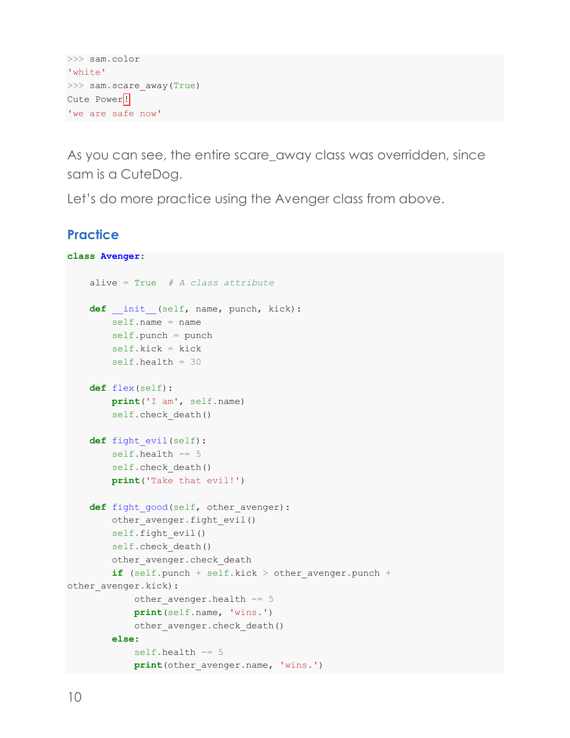```
>>> sam.color
'white'
>>> sam.scare_away(True)
Cute Power!
'we are safe now'
```

As you can see, the entire scare_away class was overridden, since sam is a CuteDog.

Let's do more practice using the Avenger class from above.

## Practice

```
class Avenger:

    alive = True  # A class attribute

    def __init__(self, name, punch, kick):
        self.name = name
        self.punch = punch
        self.kick = kick
        self.health = 30

    def flex(self):
        print('I am', self.name)
        self.check_death()

    def fight_evil(self):
        self.health -= 5
        self.check_death()
        print('Take that evil!')

    def fight_good(self, other_avenger):
        other_avenger.fight_evil()
        self.fight_evil()
        self.check_death()
        other_avenger.check_death
        if (self.punch + self.kick > other_avenger.punch +
other_avenger.kick):
            other_avenger.health -= 5
            print(self.name, 'wins.')
            other_avenger.check_death()
        else:
            self.health -= 5
            print(other_avenger.name, 'wins.')
```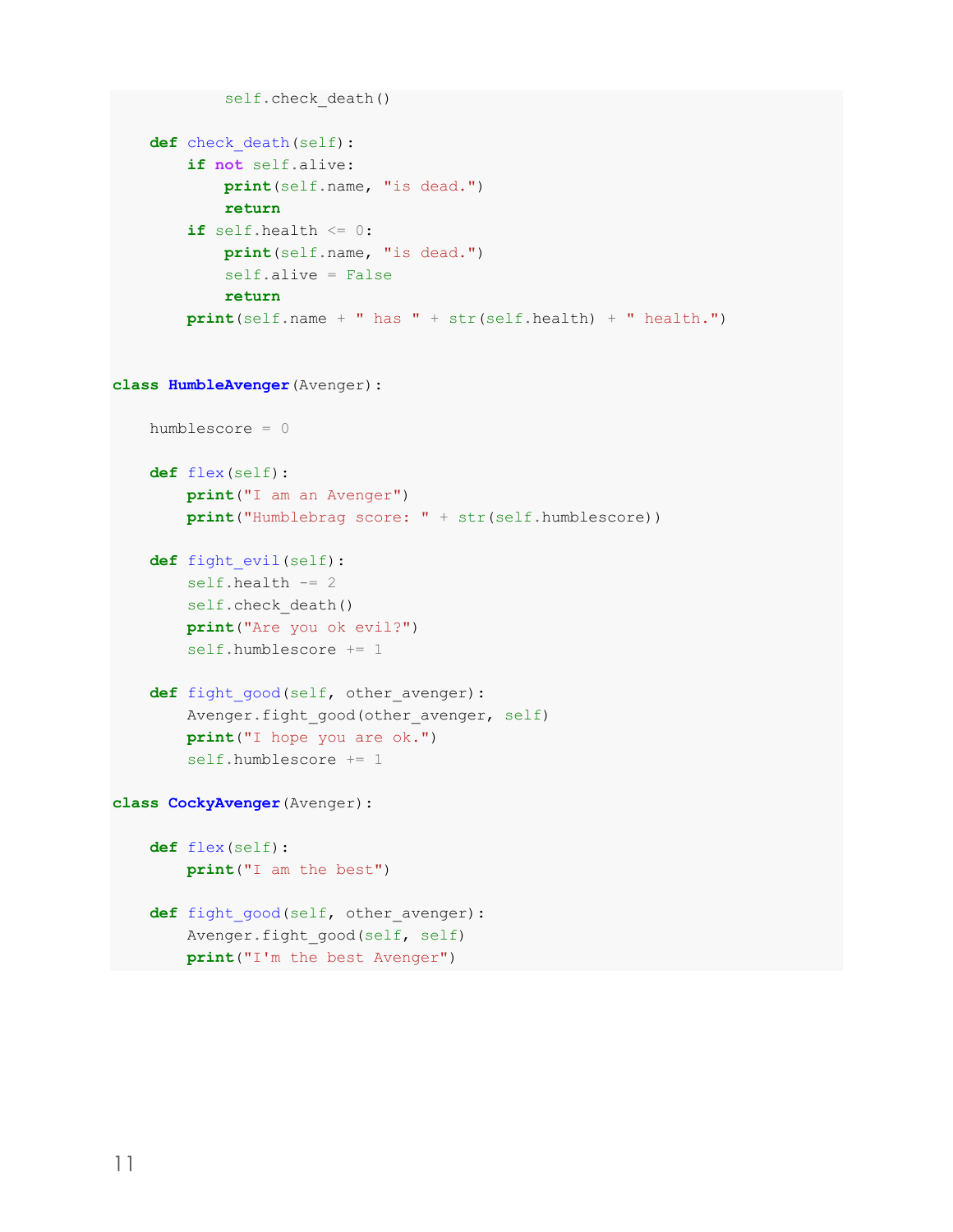```
            self.check_death()

    def check_death(self):
        if not self.alive:
            print(self.name, "is dead.")
            return
        if self.health <= 0:
            print(self.name, "is dead.")
            self.alive = False
            return
        print(self.name + " has " + str(self.health) + " health.")


class HumbleAvenger(Avenger):

    humblescore = 0

    def flex(self):
        print("I am an Avenger")
        print("Humblebrag score: " + str(self.humblescore))

    def fight_evil(self):
        self.health -= 2
        self.check_death()
        print("Are you ok evil?")
        self.humblescore += 1

    def fight_good(self, other_avenger):
        Avenger.fight_good(other_avenger, self)
        print("I hope you are ok.")
        self.humblescore += 1

class CockyAvenger(Avenger):

    def flex(self):
        print("I am the best")

    def fight_good(self, other_avenger):
        Avenger.fight_good(self, self)
        print("I'm the best Avenger")
```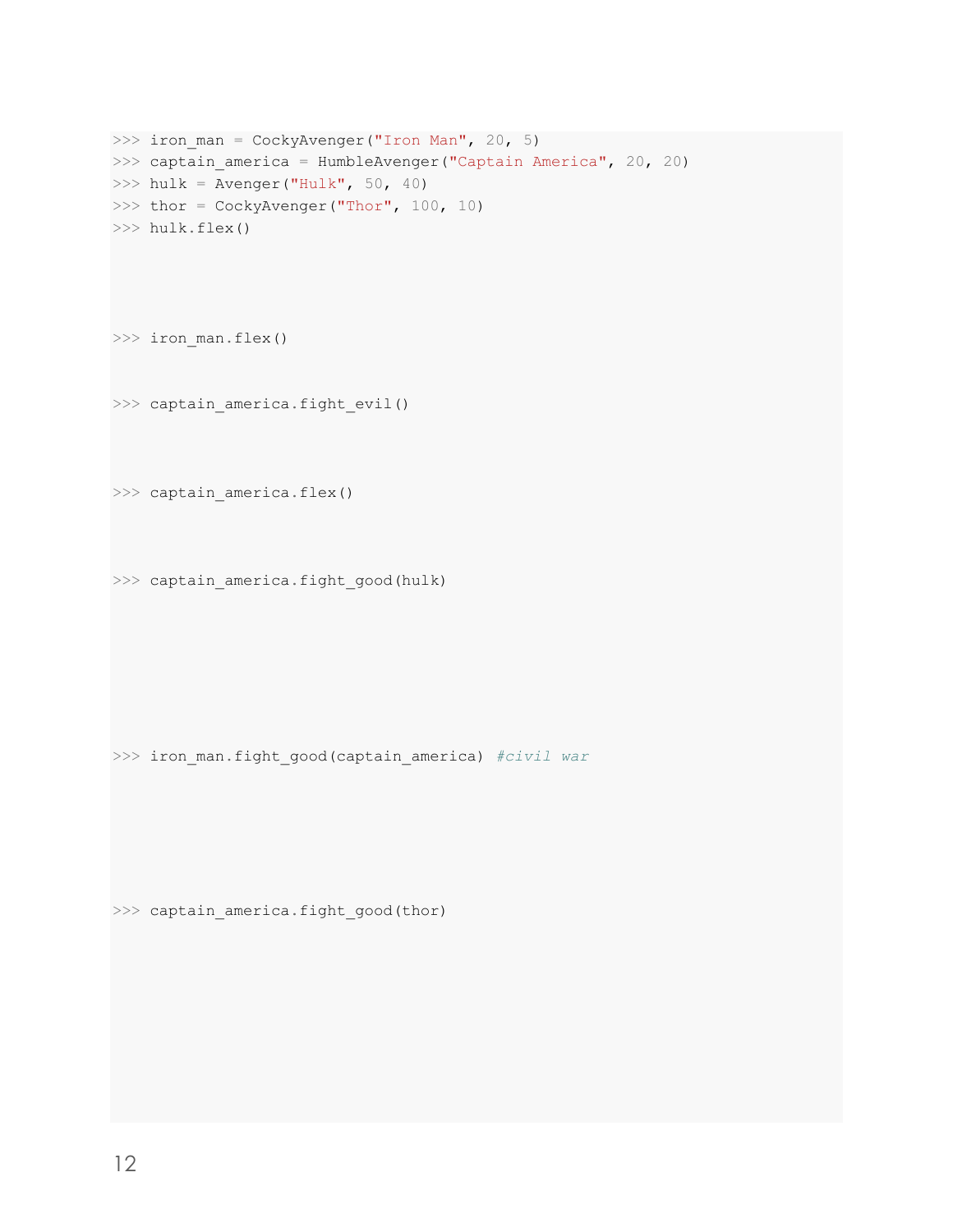```
>>> iron_man = CockyAvenger("Iron Man", 20, 5)
>>> captain_america = HumbleAvenger("Captain America", 20, 20)
>>> hulk = Avenger("Hulk", 50, 40)
>>> thor = CockyAvenger("Thor", 100, 10)
>>> hulk.flex()




>>> iron_man.flex()


>>> captain_america.fight_evil()



>>> captain_america.flex()



>>> captain_america.fight_good(hulk)







>>> iron_man.fight_good(captain_america) #civil war






>>> captain_america.fight_good(thor)
```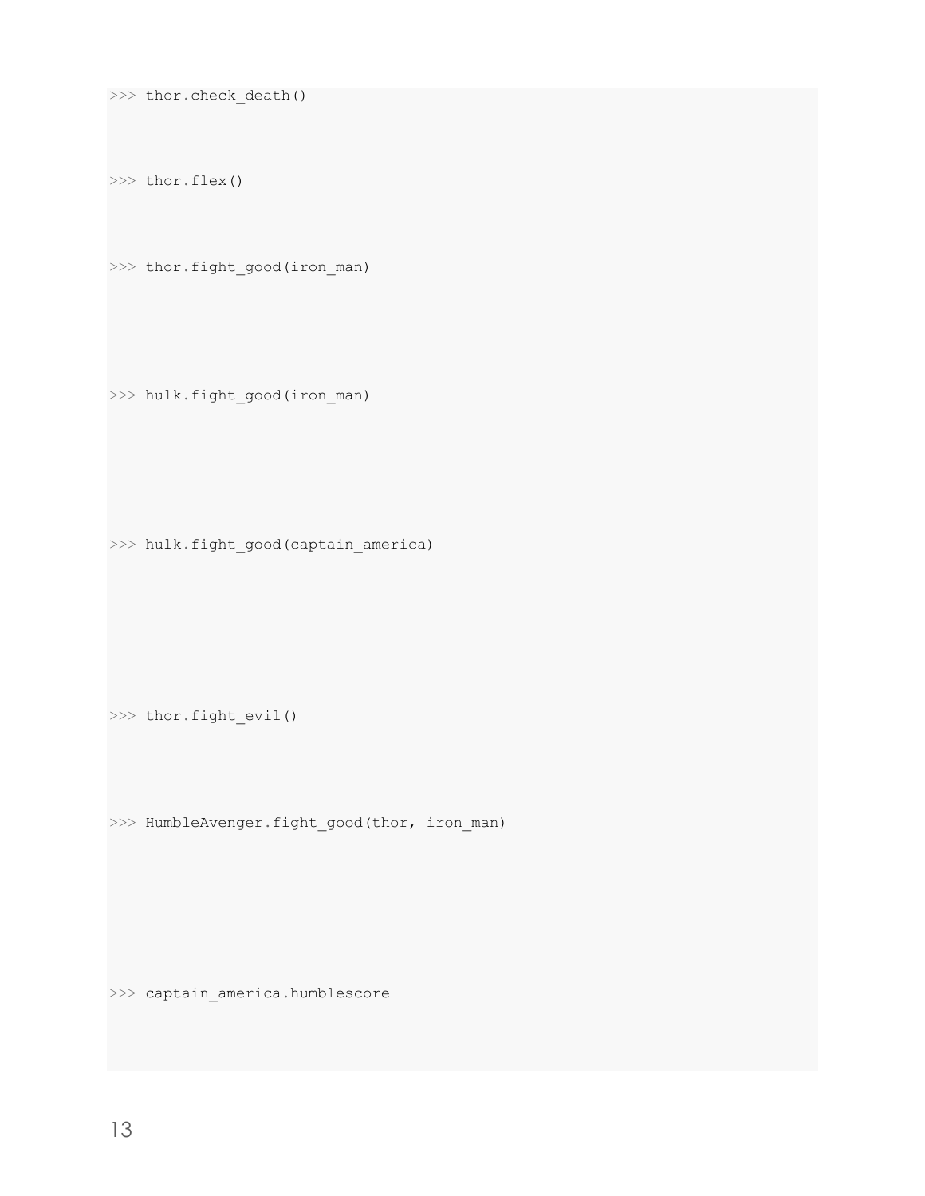```
>>> thor.check_death()


>>> thor.flex()


>>> thor.fight_good(iron_man)




>>> hulk.fight_good(iron_man)





>>> hulk.fight_good(captain_america)






>>> thor.fight_evil()



>>> HumbleAvenger.fight_good(thor, iron_man)





>>> captain_america.humblescore
```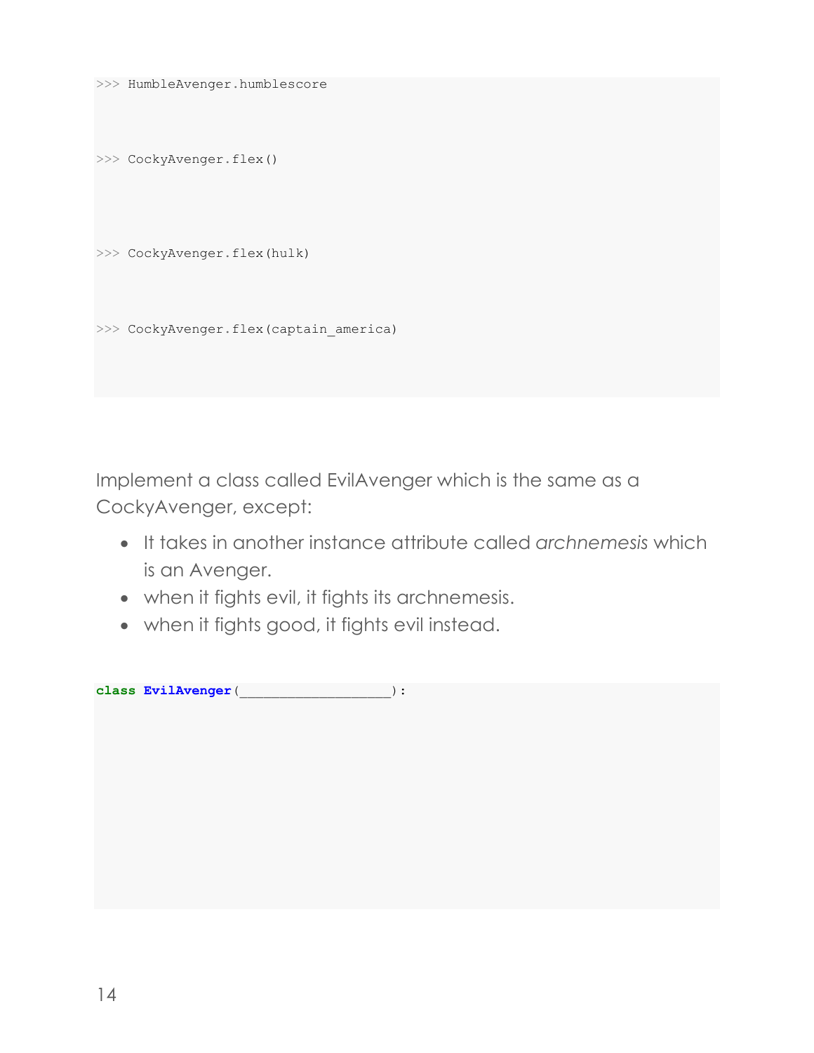```
>>> HumbleAvenger.humblescore


>>> CockyAvenger.flex()


>>> CockyAvenger.flex(hulk)


>>> CockyAvenger.flex(captain_america)
```

Implement a class called EvilAvenger which is the same as a CockyAvenger, except:

- It takes in another instance attribute called *archnemesis* which is an Avenger.
- when it fights evil, it fights its archnemesis.
- when it fights good, it fights evil instead.

```
class EvilAvenger(___________________):
```